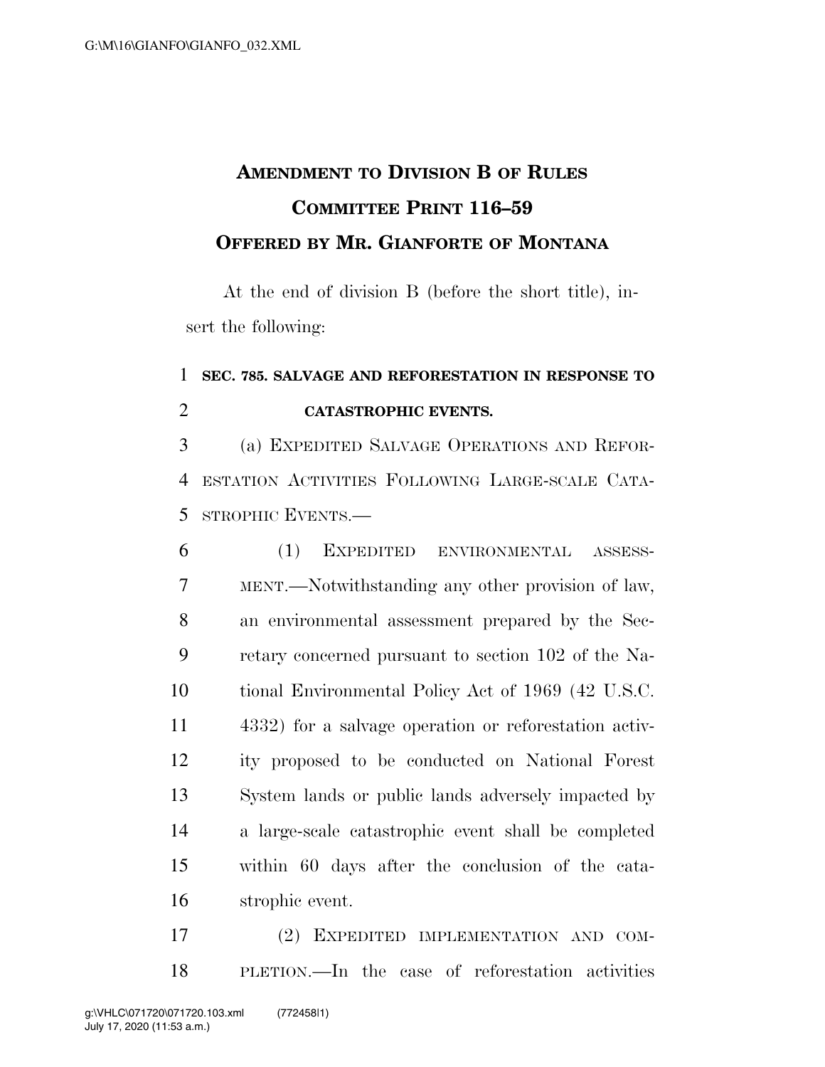# Amendment to Division B of Rules Committee Print 116–59
## Offered by Mr. Gianforte of Montana

At the end of division B (before the short title), insert the following:

**SEC. 785. SALVAGE AND REFORESTATION IN RESPONSE TO CATASTROPHIC EVENTS.**

(a) Expedited Salvage Operations and Reforestation Activities Following Large-scale Catastrophic Events.—

(1) Expedited environmental assessment.—Notwithstanding any other provision of law, an environmental assessment prepared by the Secretary concerned pursuant to section 102 of the National Environmental Policy Act of 1969 (42 U.S.C. 4332) for a salvage operation or reforestation activity proposed to be conducted on National Forest System lands or public lands adversely impacted by a large-scale catastrophic event shall be completed within 60 days after the conclusion of the catastrophic event.

(2) Expedited implementation and completion.—In the case of reforestation activities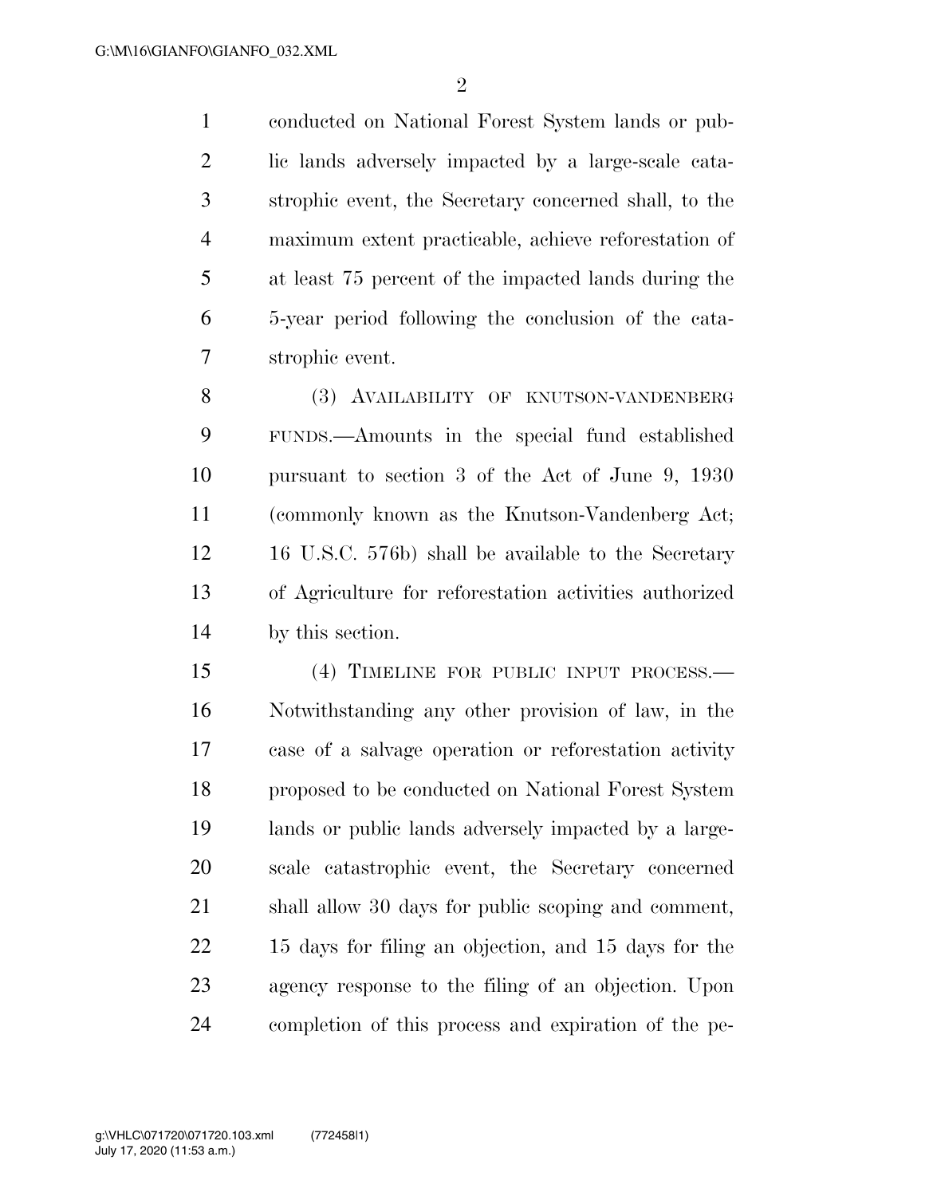conducted on National Forest System lands or public lands adversely impacted by a large-scale catastrophic event, the Secretary concerned shall, to the maximum extent practicable, achieve reforestation of at least 75 percent of the impacted lands during the 5-year period following the conclusion of the catastrophic event.

(3) AVAILABILITY OF KNUTSON-VANDENBERG FUNDS.—Amounts in the special fund established pursuant to section 3 of the Act of June 9, 1930 (commonly known as the Knutson-Vandenberg Act; 16 U.S.C. 576b) shall be available to the Secretary of Agriculture for reforestation activities authorized by this section.

(4) TIMELINE FOR PUBLIC INPUT PROCESS.—Notwithstanding any other provision of law, in the case of a salvage operation or reforestation activity proposed to be conducted on National Forest System lands or public lands adversely impacted by a large-scale catastrophic event, the Secretary concerned shall allow 30 days for public scoping and comment, 15 days for filing an objection, and 15 days for the agency response to the filing of an objection. Upon completion of this process and expiration of the pe-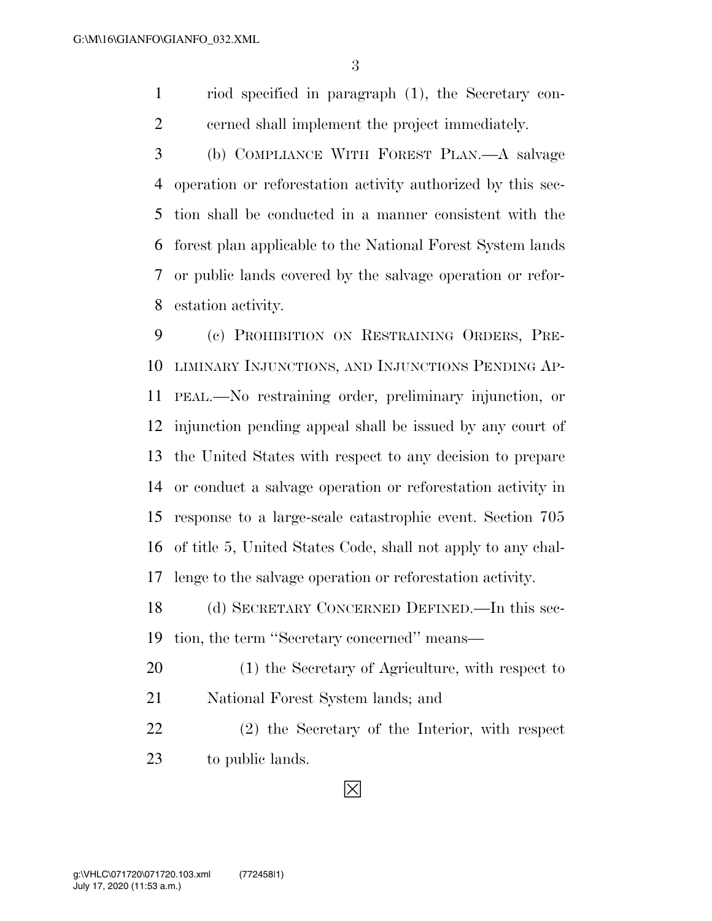riod specified in paragraph (1), the Secretary concerned shall implement the project immediately.

(b) COMPLIANCE WITH FOREST PLAN.—A salvage operation or reforestation activity authorized by this section shall be conducted in a manner consistent with the forest plan applicable to the National Forest System lands or public lands covered by the salvage operation or reforestation activity.

(c) PROHIBITION ON RESTRAINING ORDERS, PRELIMINARY INJUNCTIONS, AND INJUNCTIONS PENDING APPEAL.—No restraining order, preliminary injunction, or injunction pending appeal shall be issued by any court of the United States with respect to any decision to prepare or conduct a salvage operation or reforestation activity in response to a large-scale catastrophic event. Section 705 of title 5, United States Code, shall not apply to any challenge to the salvage operation or reforestation activity.

(d) SECRETARY CONCERNED DEFINED.—In this section, the term "Secretary concerned" means—

(1) the Secretary of Agriculture, with respect to National Forest System lands; and

(2) the Secretary of the Interior, with respect to public lands.